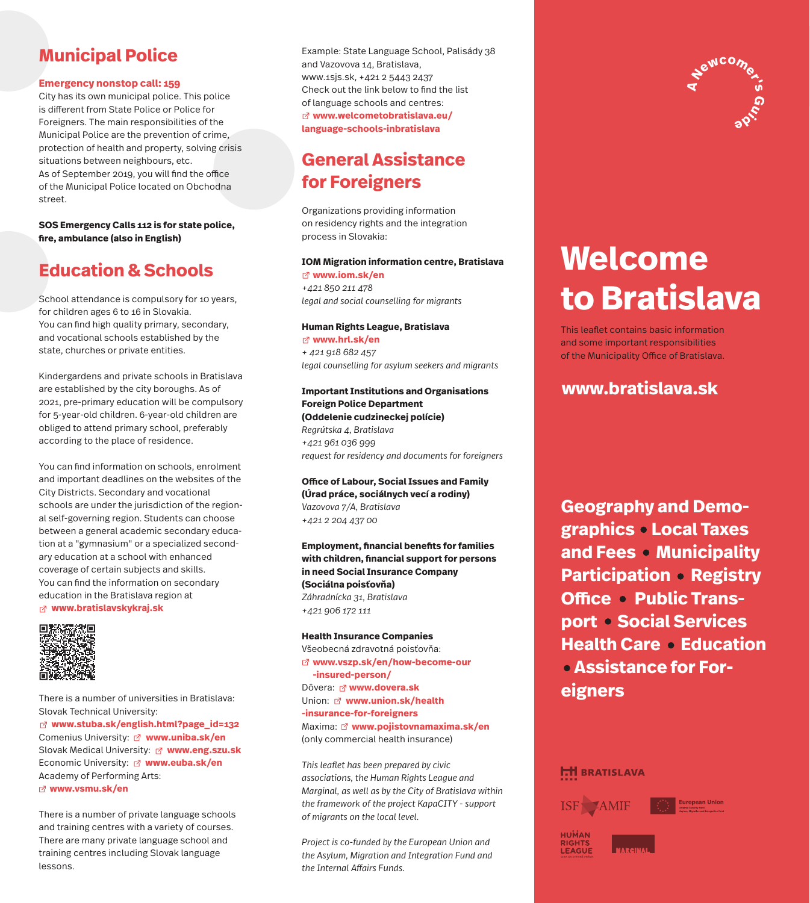## Municipal Police

**Emergency nonstop call: 159**
City has its own municipal police. This police is different from State Police or Police for Foreigners. The main responsibilities of the Municipal Police are the prevention of crime, protection of health and property, solving crisis situations between neighbours, etc.
As of September 2019, you will find the office of the Municipal Police located on Obchodna street.

**SOS Emergency Calls 112 is for state police, fire, ambulance (also in English)**

## Education & Schools

School attendance is compulsory for 10 years, for children ages 6 to 16 in Slovakia. You can find high quality primary, secondary, and vocational schools established by the state, churches or private entities.

Kindergardens and private schools in Bratislava are established by the city boroughs. As of 2021, pre-primary education will be compulsory for 5-year-old children. 6-year-old children are obliged to attend primary school, preferably according to the place of residence.

You can find information on schools, enrolment and important deadlines on the websites of the City Districts. Secondary and vocational schools are under the jurisdiction of the regional self-governing region. Students can choose between a general academic secondary education at a "gymnasium" or a specialized secondary education at a school with enhanced coverage of certain subjects and skills. You can find the information on secondary education in the Bratislava region at **www.bratislavskykraj.sk**

There is a number of universities in Bratislava:
Slovak Technical University: **www.stuba.sk/english.html?page_id=132**
Comenius University: **www.uniba.sk/en**
Slovak Medical University: **www.eng.szu.sk**
Economic University: **www.euba.sk/en**
Academy of Performing Arts: **www.vsmu.sk/en**

There is a number of private language schools and training centres with a variety of courses. There are many private language school and training centres including Slovak language lessons.

Example: State Language School, Palisády 38 and Vazovova 14, Bratislava, www.1sjs.sk, +421 2 5443 2437
Check out the link below to find the list of language schools and centres: **www.welcometobratislava.eu/language-schools-inbratislava**

## General Assistance for Foreigners

Organizations providing information on residency rights and the integration process in Slovakia:

**IOM Migration information centre, Bratislava**
**www.iom.sk/en**
*+421 850 211 478*
*legal and social counselling for migrants*

**Human Rights League, Bratislava**
**www.hrl.sk/en**
*+ 421 918 682 457*
*legal counselling for asylum seekers and migrants*

**Important Institutions and Organisations**
**Foreign Police Department (Oddelenie cudzineckej polície)**
*Regrútska 4, Bratislava*
*+421 961 036 999*
*request for residency and documents for foreigners*

**Office of Labour, Social Issues and Family (Úrad práce, sociálnych vecí a rodiny)**
*Vazovova 7/A, Bratislava*
*+421 2 204 437 00*

**Employment, financial benefits for families with children, financial support for persons in need Social Insurance Company (Sociálna poisťovňa)**
*Záhradnícka 31, Bratislava*
*+421 906 172 111*

**Health Insurance Companies**
Všeobecná zdravotná poisťovňa: **www.vszp.sk/en/how-become-our-insured-person/**
Dôvera: **www.dovera.sk**
Union: **www.union.sk/health-insurance-for-foreigners**
Maxima: **www.pojistovnamaxima.sk/en** (only commercial health insurance)

*This leaflet has been prepared by civic associations, the Human Rights League and Marginal, as well as by the City of Bratislava within the framework of the project KapaCITY - support of migrants on the local level.*

*Project is co-funded by the European Union and the Asylum, Migration and Integration Fund and the Internal Affairs Funds.*

A Newcomer's Guide

# Welcome to Bratislava

This leaflet contains basic information and some important responsibilities of the Municipality Office of Bratislava.

**www.bratislava.sk**

**Geography and Demographics • Local Taxes and Fees • Municipality Participation • Registry Office • Public Transport • Social Services Health Care • Education • Assistance for Foreigners**

BRATISLAVA

ISF AMIF — European Union

HUMAN RIGHTS LEAGUE — MARGINAL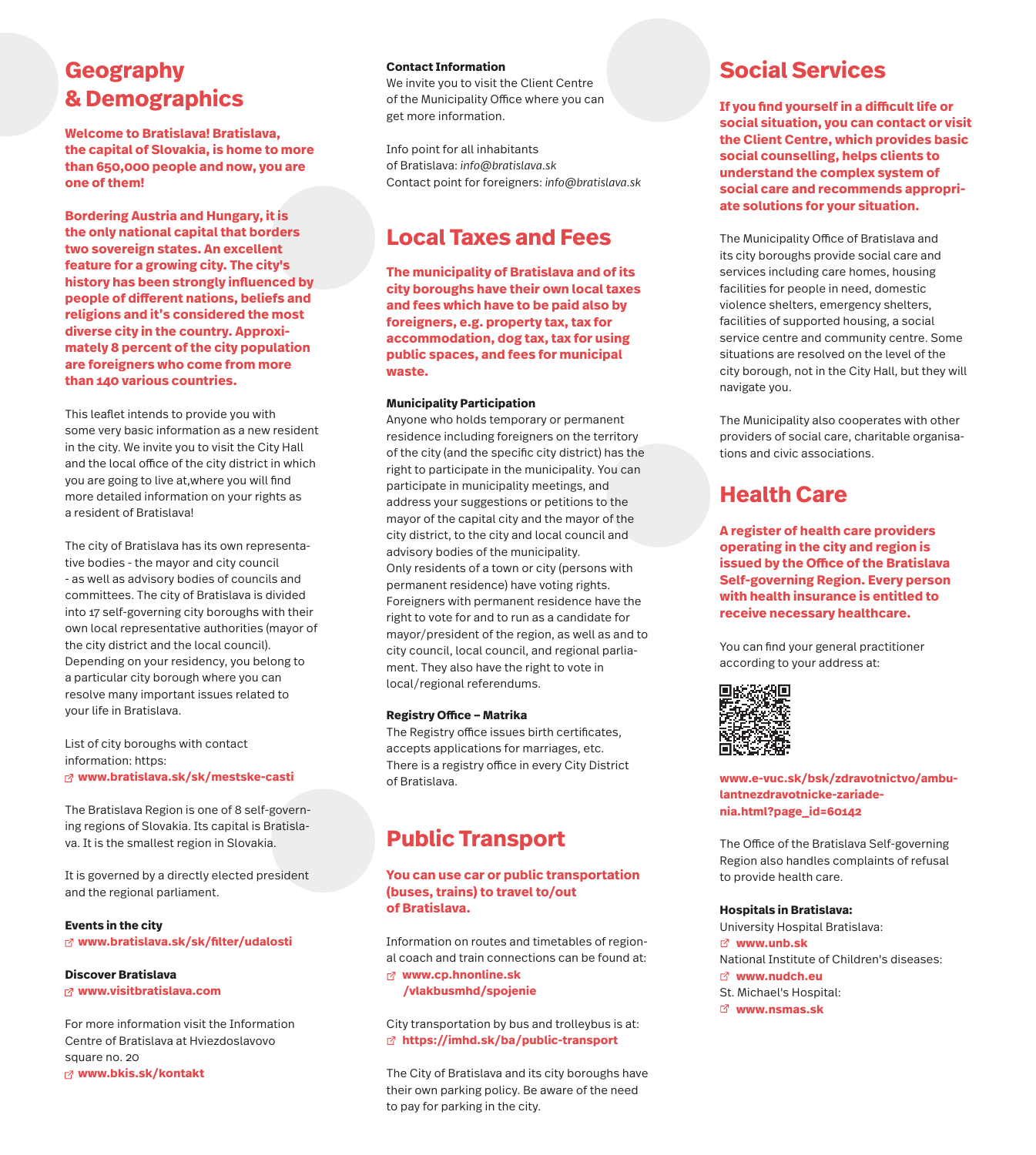# Geography & Demographics

**Welcome to Bratislava! Bratislava, the capital of Slovakia, is home to more than 650,000 people and now, you are one of them!**

**Bordering Austria and Hungary, it is the only national capital that borders two sovereign states. An excellent feature for a growing city. The city's history has been strongly influenced by people of different nations, beliefs and religions and it's considered the most diverse city in the country. Approximately 8 percent of the city population are foreigners who come from more than 140 various countries.**

This leaflet intends to provide you with some very basic information as a new resident in the city. We invite you to visit the City Hall and the local office of the city district in which you are going to live at,where you will find more detailed information on your rights as a resident of Bratislava!

The city of Bratislava has its own representative bodies - the mayor and city council - as well as advisory bodies of councils and committees. The city of Bratislava is divided into 17 self-governing city boroughs with their own local representative authorities (mayor of the city district and the local council). Depending on your residency, you belong to a particular city borough where you can resolve many important issues related to your life in Bratislava.

List of city boroughs with contact information: https:
**www.bratislava.sk/sk/mestske-casti**

The Bratislava Region is one of 8 self-governing regions of Slovakia. Its capital is Bratislava. It is the smallest region in Slovakia.

It is governed by a directly elected president and the regional parliament.

**Events in the city**
**www.bratislava.sk/sk/filter/udalosti**

**Discover Bratislava**
**www.visitbratislava.com**

For more information visit the Information Centre of Bratislava at Hviezdoslavovo square no. 20
**www.bkis.sk/kontakt**

**Contact Information**
We invite you to visit the Client Centre of the Municipality Office where you can get more information.

Info point for all inhabitants of Bratislava: *info@bratislava.sk*
Contact point for foreigners: *info@bratislava.sk*

# Local Taxes and Fees

**The municipality of Bratislava and of its city boroughs have their own local taxes and fees which have to be paid also by foreigners, e.g. property tax, tax for accommodation, dog tax, tax for using public spaces, and fees for municipal waste.**

**Municipality Participation**
Anyone who holds temporary or permanent residence including foreigners on the territory of the city (and the specific city district) has the right to participate in the municipality. You can participate in municipality meetings, and address your suggestions or petitions to the mayor of the capital city and the mayor of the city district, to the city and local council and advisory bodies of the municipality.
Only residents of a town or city (persons with permanent residence) have voting rights. Foreigners with permanent residence have the right to vote for and to run as a candidate for mayor/president of the region, as well as and to city council, local council, and regional parliament. They also have the right to vote in local/regional referendums.

**Registry Office – Matrika**
The Registry office issues birth certificates, accepts applications for marriages, etc. There is a registry office in every City District of Bratislava.

# Public Transport

**You can use car or public transportation (buses, trains) to travel to/out of Bratislava.**

Information on routes and timetables of regional coach and train connections can be found at:
**www.cp.hnonline.sk/vlakbusmhd/spojenie**

City transportation by bus and trolleybus is at:
**https://imhd.sk/ba/public-transport**

The City of Bratislava and its city boroughs have their own parking policy. Be aware of the need to pay for parking in the city.

# Social Services

**If you find yourself in a difficult life or social situation, you can contact or visit the Client Centre, which provides basic social counselling, helps clients to understand the complex system of social care and recommends appropriate solutions for your situation.**

The Municipality Office of Bratislava and its city boroughs provide social care and services including care homes, housing facilities for people in need, domestic violence shelters, emergency shelters, facilities of supported housing, a social service centre and community centre. Some situations are resolved on the level of the city borough, not in the City Hall, but they will navigate you.

The Municipality also cooperates with other providers of social care, charitable organisations and civic associations.

# Health Care

**A register of health care providers operating in the city and region is issued by the Office of the Bratislava Self-governing Region. Every person with health insurance is entitled to receive necessary healthcare.**

You can find your general practitioner according to your address at:

**www.e-vuc.sk/bsk/zdravotnictvo/ambulantnezdravotnicke-zariadenia.html?page_id=60142**

The Office of the Bratislava Self-governing Region also handles complaints of refusal to provide health care.

**Hospitals in Bratislava:**
University Hospital Bratislava:
**www.unb.sk**
National Institute of Children's diseases:
**www.nudch.eu**
St. Michael's Hospital:
**www.nsmas.sk**